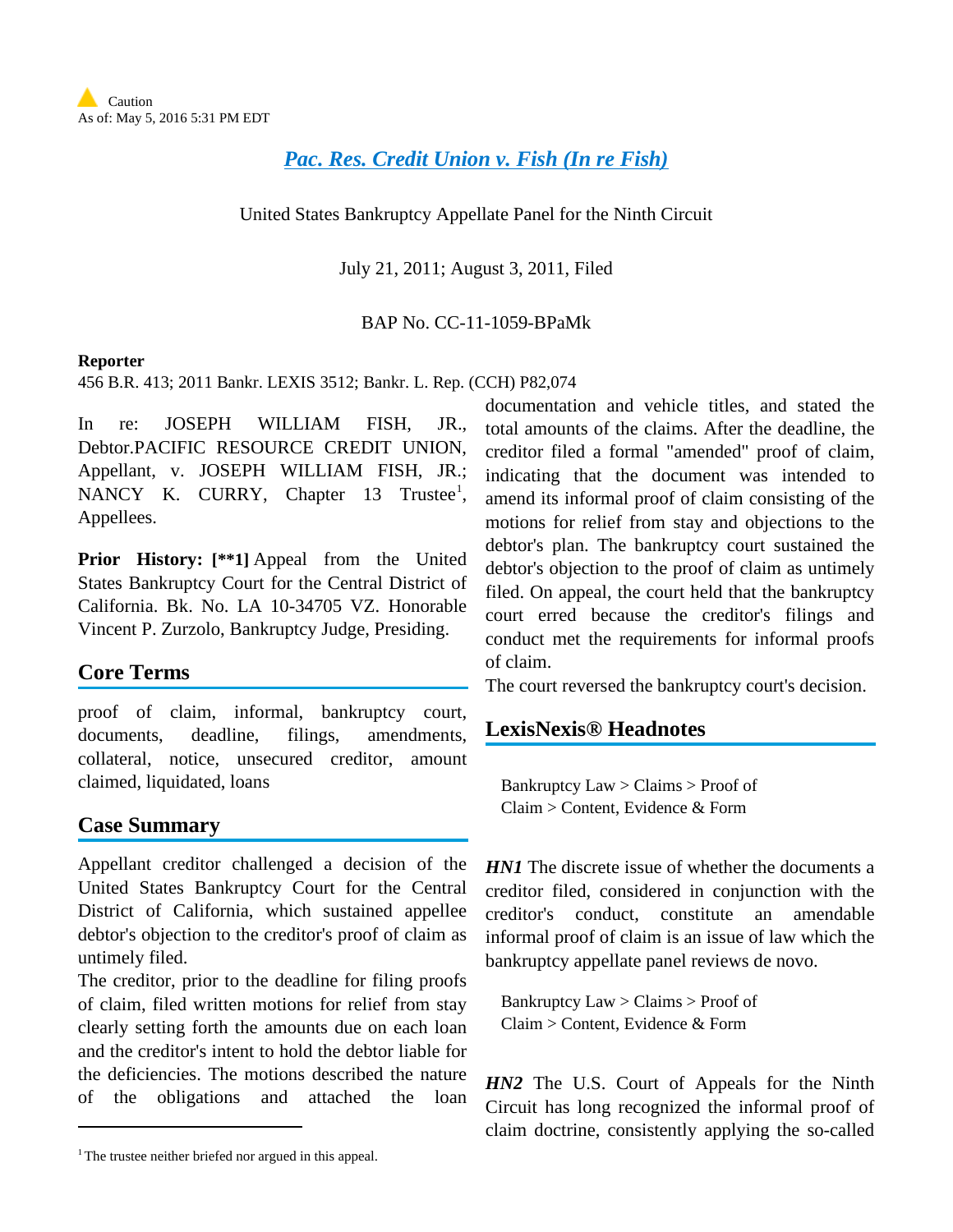Caution
As of: May 5, 2016 5:31 PM EDT

# Pac. Res. Credit Union v. Fish (In re Fish)

United States Bankruptcy Appellate Panel for the Ninth Circuit

July 21, 2011; August 3, 2011, Filed

BAP No. CC-11-1059-BPaMk

**Reporter**

456 B.R. 413; 2011 Bankr. LEXIS 3512; Bankr. L. Rep. (CCH) P82,074

In re: JOSEPH WILLIAM FISH, JR., Debtor.PACIFIC RESOURCE CREDIT UNION, Appellant, v. JOSEPH WILLIAM FISH, JR.; NANCY K. CURRY, Chapter 13 Trustee[1], Appellees.

**Prior History: [**1]** Appeal from the United States Bankruptcy Court for the Central District of California. Bk. No. LA 10-34705 VZ. Honorable Vincent P. Zurzolo, Bankruptcy Judge, Presiding.

## Core Terms

proof of claim, informal, bankruptcy court, documents, deadline, filings, amendments, collateral, notice, unsecured creditor, amount claimed, liquidated, loans

## Case Summary

Appellant creditor challenged a decision of the United States Bankruptcy Court for the Central District of California, which sustained appellee debtor's objection to the creditor's proof of claim as untimely filed.

The creditor, prior to the deadline for filing proofs of claim, filed written motions for relief from stay clearly setting forth the amounts due on each loan and the creditor's intent to hold the debtor liable for the deficiencies. The motions described the nature of the obligations and attached the loan documentation and vehicle titles, and stated the total amounts of the claims. After the deadline, the creditor filed a formal "amended" proof of claim, indicating that the document was intended to amend its informal proof of claim consisting of the motions for relief from stay and objections to the debtor's plan. The bankruptcy court sustained the debtor's objection to the proof of claim as untimely filed. On appeal, the court held that the bankruptcy court erred because the creditor's filings and conduct met the requirements for informal proofs of claim.

The court reversed the bankruptcy court's decision.

## LexisNexis® Headnotes

Bankruptcy Law > Claims > Proof of Claim > Content, Evidence & Form

***HN1*** The discrete issue of whether the documents a creditor filed, considered in conjunction with the creditor's conduct, constitute an amendable informal proof of claim is an issue of law which the bankruptcy appellate panel reviews de novo.

Bankruptcy Law > Claims > Proof of Claim > Content, Evidence & Form

***HN2*** The U.S. Court of Appeals for the Ninth Circuit has long recognized the informal proof of claim doctrine, consistently applying the so-called

[1] The trustee neither briefed nor argued in this appeal.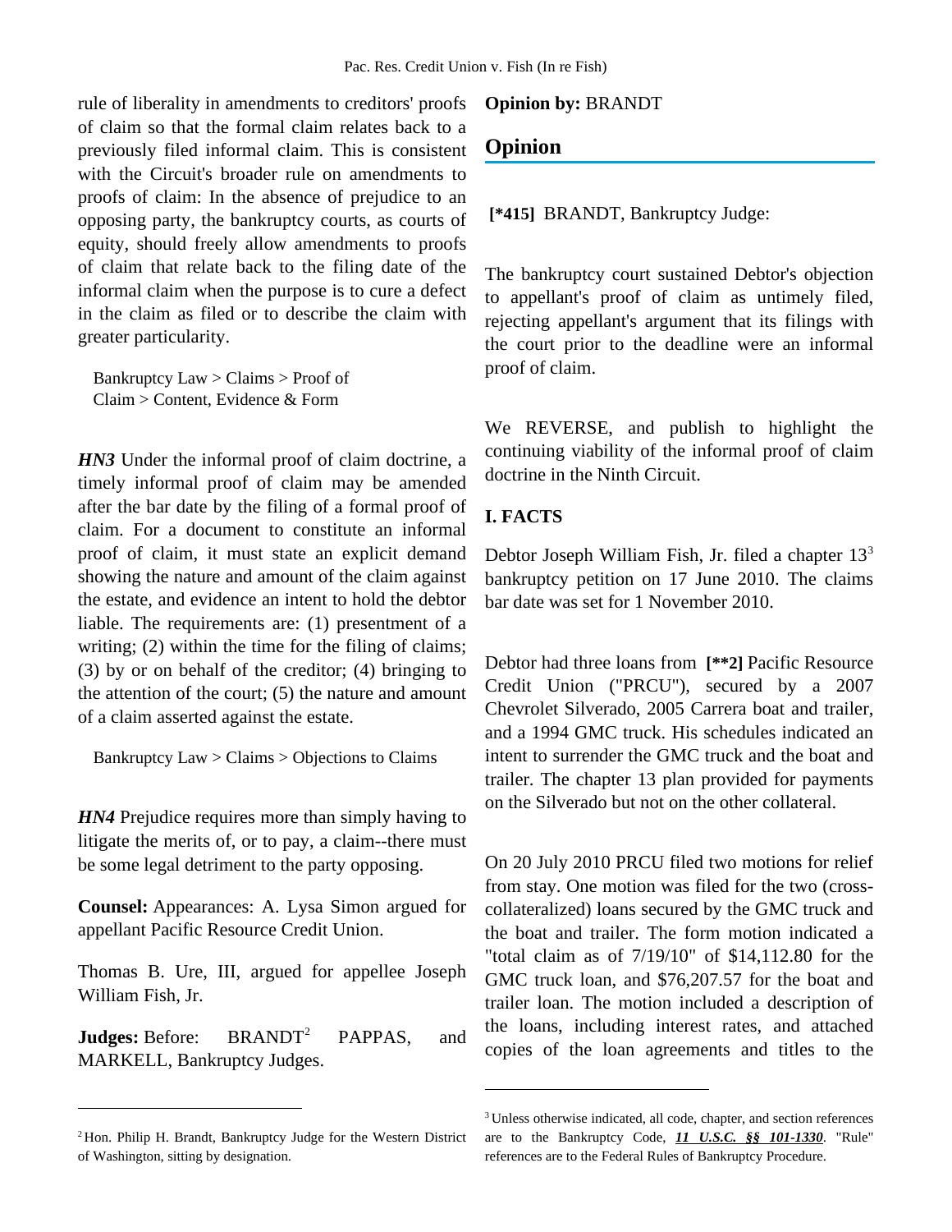rule of liberality in amendments to creditors' proofs of claim so that the formal claim relates back to a previously filed informal claim. This is consistent with the Circuit's broader rule on amendments to proofs of claim: In the absence of prejudice to an opposing party, the bankruptcy courts, as courts of equity, should freely allow amendments to proofs of claim that relate back to the filing date of the informal claim when the purpose is to cure a defect in the claim as filed or to describe the claim with greater particularity.

Bankruptcy Law > Claims > Proof of Claim > Content, Evidence & Form

***HN3*** Under the informal proof of claim doctrine, a timely informal proof of claim may be amended after the bar date by the filing of a formal proof of claim. For a document to constitute an informal proof of claim, it must state an explicit demand showing the nature and amount of the claim against the estate, and evidence an intent to hold the debtor liable. The requirements are: (1) presentment of a writing; (2) within the time for the filing of claims; (3) by or on behalf of the creditor; (4) bringing to the attention of the court; (5) the nature and amount of a claim asserted against the estate.

Bankruptcy Law > Claims > Objections to Claims

***HN4*** Prejudice requires more than simply having to litigate the merits of, or to pay, a claim--there must be some legal detriment to the party opposing.

**Counsel:** Appearances: A. Lysa Simon argued for appellant Pacific Resource Credit Union.

Thomas B. Ure, III, argued for appellee Joseph William Fish, Jr.

**Judges:** Before: BRANDT[2] PAPPAS, and MARKELL, Bankruptcy Judges.

**Opinion by:** BRANDT

## Opinion

**[*415]** BRANDT, Bankruptcy Judge:

The bankruptcy court sustained Debtor's objection to appellant's proof of claim as untimely filed, rejecting appellant's argument that its filings with the court prior to the deadline were an informal proof of claim.

We REVERSE, and publish to highlight the continuing viability of the informal proof of claim doctrine in the Ninth Circuit.

### I. FACTS

Debtor Joseph William Fish, Jr. filed a chapter 13[3] bankruptcy petition on 17 June 2010. The claims bar date was set for 1 November 2010.

Debtor had three loans from **[**2]** Pacific Resource Credit Union ("PRCU"), secured by a 2007 Chevrolet Silverado, 2005 Carrera boat and trailer, and a 1994 GMC truck. His schedules indicated an intent to surrender the GMC truck and the boat and trailer. The chapter 13 plan provided for payments on the Silverado but not on the other collateral.

On 20 July 2010 PRCU filed two motions for relief from stay. One motion was filed for the two (cross-collateralized) loans secured by the GMC truck and the boat and trailer. The form motion indicated a "total claim as of 7/19/10" of $14,112.80 for the GMC truck loan, and $76,207.57 for the boat and trailer loan. The motion included a description of the loans, including interest rates, and attached copies of the loan agreements and titles to the

---

[2] Hon. Philip H. Brandt, Bankruptcy Judge for the Western District of Washington, sitting by designation.

[3] Unless otherwise indicated, all code, chapter, and section references are to the Bankruptcy Code, ***11 U.S.C. §§ 101-1330***. "Rule" references are to the Federal Rules of Bankruptcy Procedure.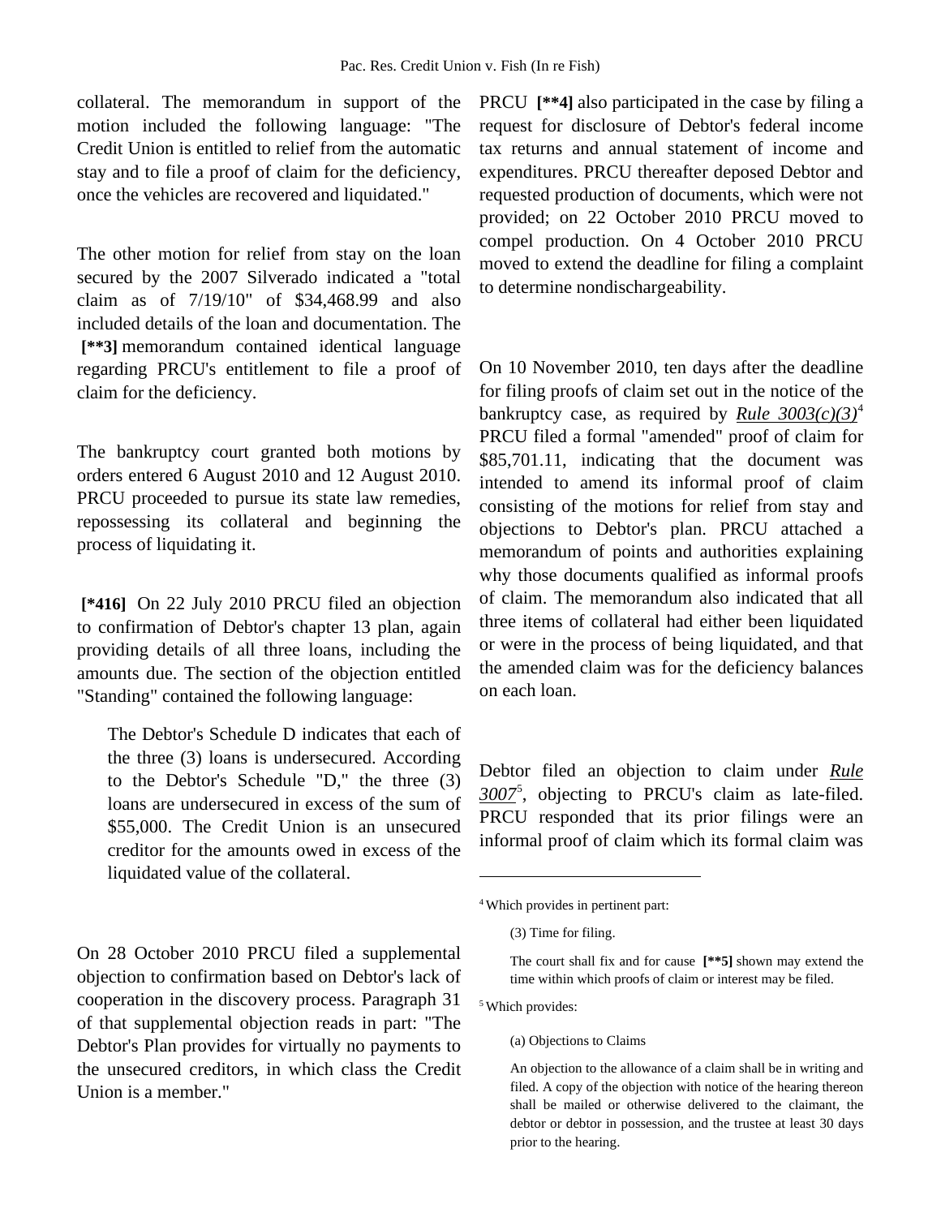collateral. The memorandum in support of the motion included the following language: "The Credit Union is entitled to relief from the automatic stay and to file a proof of claim for the deficiency, once the vehicles are recovered and liquidated."

The other motion for relief from stay on the loan secured by the 2007 Silverado indicated a "total claim as of 7/19/10" of $34,468.99 and also included details of the loan and documentation. The **[**3]** memorandum contained identical language regarding PRCU's entitlement to file a proof of claim for the deficiency.

The bankruptcy court granted both motions by orders entered 6 August 2010 and 12 August 2010. PRCU proceeded to pursue its state law remedies, repossessing its collateral and beginning the process of liquidating it.

**[*416]** On 22 July 2010 PRCU filed an objection to confirmation of Debtor's chapter 13 plan, again providing details of all three loans, including the amounts due. The section of the objection entitled "Standing" contained the following language:

> The Debtor's Schedule D indicates that each of the three (3) loans is undersecured. According to the Debtor's Schedule "D," the three (3) loans are undersecured in excess of the sum of $55,000. The Credit Union is an unsecured creditor for the amounts owed in excess of the liquidated value of the collateral.

On 28 October 2010 PRCU filed a supplemental objection to confirmation based on Debtor's lack of cooperation in the discovery process. Paragraph 31 of that supplemental objection reads in part: "The Debtor's Plan provides for virtually no payments to the unsecured creditors, in which class the Credit Union is a member."

PRCU **[**4]** also participated in the case by filing a request for disclosure of Debtor's federal income tax returns and annual statement of income and expenditures. PRCU thereafter deposed Debtor and requested production of documents, which were not provided; on 22 October 2010 PRCU moved to compel production. On 4 October 2010 PRCU moved to extend the deadline for filing a complaint to determine nondischargeability.

On 10 November 2010, ten days after the deadline for filing proofs of claim set out in the notice of the bankruptcy case, as required by *Rule 3003(c)(3)*[4] PRCU filed a formal "amended" proof of claim for $85,701.11, indicating that the document was intended to amend its informal proof of claim consisting of the motions for relief from stay and objections to Debtor's plan. PRCU attached a memorandum of points and authorities explaining why those documents qualified as informal proofs of claim. The memorandum also indicated that all three items of collateral had either been liquidated or were in the process of being liquidated, and that the amended claim was for the deficiency balances on each loan.

Debtor filed an objection to claim under *Rule 3007*[5], objecting to PRCU's claim as late-filed. PRCU responded that its prior filings were an informal proof of claim which its formal claim was

---

[4] Which provides in pertinent part:

> (3) Time for filing.
>
> The court shall fix and for cause **[**5]** shown may extend the time within which proofs of claim or interest may be filed.

[5] Which provides:

> (a) Objections to Claims
>
> An objection to the allowance of a claim shall be in writing and filed. A copy of the objection with notice of the hearing thereon shall be mailed or otherwise delivered to the claimant, the debtor or debtor in possession, and the trustee at least 30 days prior to the hearing.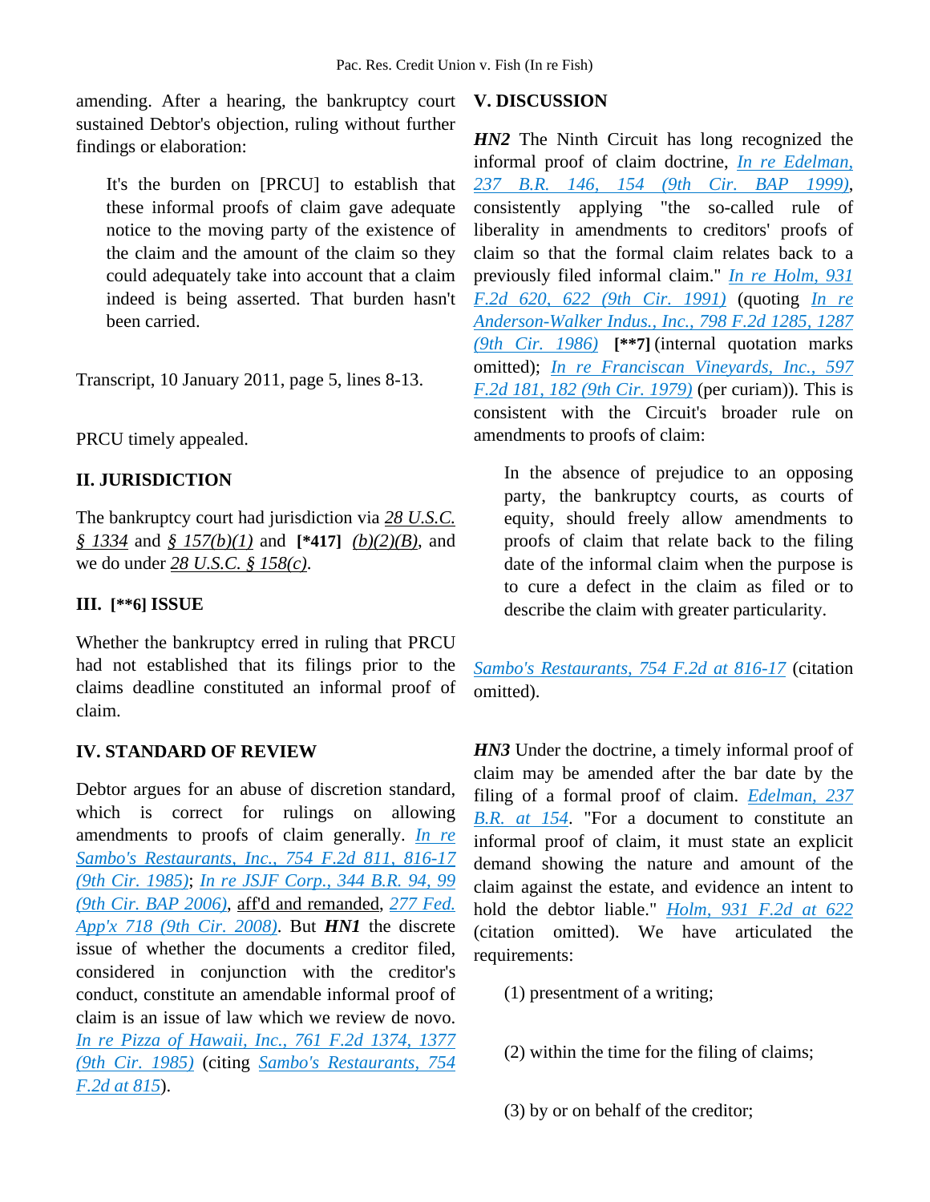amending. After a hearing, the bankruptcy court sustained Debtor's objection, ruling without further findings or elaboration:

> It's the burden on [PRCU] to establish that these informal proofs of claim gave adequate notice to the moving party of the existence of the claim and the amount of the claim so they could adequately take into account that a claim indeed is being asserted. That burden hasn't been carried.

Transcript, 10 January 2011, page 5, lines 8-13.

PRCU timely appealed.

## II. JURISDICTION

The bankruptcy court had jurisdiction via *28 U.S.C. § 1334* and *§ 157(b)(1)* and **[*417]** *(b)(2)(B)*, and we do under *28 U.S.C. § 158(c)*.

## III. [**6] ISSUE

Whether the bankruptcy erred in ruling that PRCU had not established that its filings prior to the claims deadline constituted an informal proof of claim.

## IV. STANDARD OF REVIEW

Debtor argues for an abuse of discretion standard, which is correct for rulings on allowing amendments to proofs of claim generally. *In re Sambo's Restaurants, Inc., 754 F.2d 811, 816-17 (9th Cir. 1985)*; *In re JSJF Corp., 344 B.R. 94, 99 (9th Cir. BAP 2006)*, aff'd and remanded, *277 Fed. App'x 718 (9th Cir. 2008)*. But ***HN1*** the discrete issue of whether the documents a creditor filed, considered in conjunction with the creditor's conduct, constitute an amendable informal proof of claim is an issue of law which we review de novo. *In re Pizza of Hawaii, Inc., 761 F.2d 1374, 1377 (9th Cir. 1985)* (citing *Sambo's Restaurants, 754 F.2d at 815*).

## V. DISCUSSION

***HN2*** The Ninth Circuit has long recognized the informal proof of claim doctrine, *In re Edelman, 237 B.R. 146, 154 (9th Cir. BAP 1999)*, consistently applying "the so-called rule of liberality in amendments to creditors' proofs of claim so that the formal claim relates back to a previously filed informal claim." *In re Holm, 931 F.2d 620, 622 (9th Cir. 1991)* (quoting *In re Anderson-Walker Indus., Inc., 798 F.2d 1285, 1287 (9th Cir. 1986)* **[**7]** (internal quotation marks omitted); *In re Franciscan Vineyards, Inc., 597 F.2d 181, 182 (9th Cir. 1979)* (per curiam)). This is consistent with the Circuit's broader rule on amendments to proofs of claim:

> In the absence of prejudice to an opposing party, the bankruptcy courts, as courts of equity, should freely allow amendments to proofs of claim that relate back to the filing date of the informal claim when the purpose is to cure a defect in the claim as filed or to describe the claim with greater particularity.

*Sambo's Restaurants, 754 F.2d at 816-17* (citation omitted).

***HN3*** Under the doctrine, a timely informal proof of claim may be amended after the bar date by the filing of a formal proof of claim. *Edelman, 237 B.R. at 154*. "For a document to constitute an informal proof of claim, it must state an explicit demand showing the nature and amount of the claim against the estate, and evidence an intent to hold the debtor liable." *Holm, 931 F.2d at 622* (citation omitted). We have articulated the requirements:

> (1) presentment of a writing;
>
> (2) within the time for the filing of claims;
>
> (3) by or on behalf of the creditor;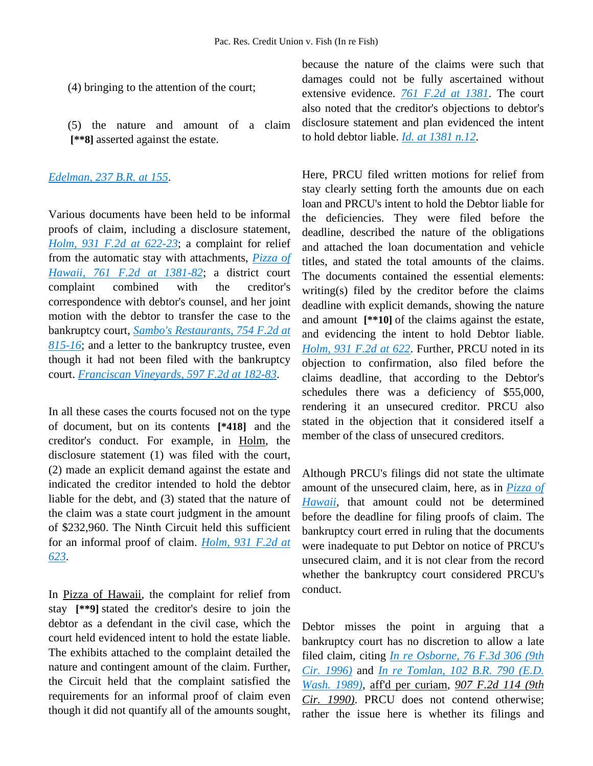(4) bringing to the attention of the court;

(5) the nature and amount of a claim **[\*\*8]** asserted against the estate.

Edelman, 237 B.R. at 155.

Various documents have been held to be informal proofs of claim, including a disclosure statement, Holm, 931 F.2d at 622-23; a complaint for relief from the automatic stay with attachments, Pizza of Hawaii, 761 F.2d at 1381-82; a district court complaint combined with the creditor's correspondence with debtor's counsel, and her joint motion with the debtor to transfer the case to the bankruptcy court, Sambo's Restaurants, 754 F.2d at 815-16; and a letter to the bankruptcy trustee, even though it had not been filed with the bankruptcy court. Franciscan Vineyards, 597 F.2d at 182-83.

In all these cases the courts focused not on the type of document, but on its contents **[\*418]** and the creditor's conduct. For example, in Holm, the disclosure statement (1) was filed with the court, (2) made an explicit demand against the estate and indicated the creditor intended to hold the debtor liable for the debt, and (3) stated that the nature of the claim was a state court judgment in the amount of $232,960. The Ninth Circuit held this sufficient for an informal proof of claim. Holm, 931 F.2d at 623.

In Pizza of Hawaii, the complaint for relief from stay **[\*\*9]** stated the creditor's desire to join the debtor as a defendant in the civil case, which the court held evidenced intent to hold the estate liable. The exhibits attached to the complaint detailed the nature and contingent amount of the claim. Further, the Circuit held that the complaint satisfied the requirements for an informal proof of claim even though it did not quantify all of the amounts sought, because the nature of the claims were such that damages could not be fully ascertained without extensive evidence. 761 F.2d at 1381. The court also noted that the creditor's objections to debtor's disclosure statement and plan evidenced the intent to hold debtor liable. Id. at 1381 n.12.

Here, PRCU filed written motions for relief from stay clearly setting forth the amounts due on each loan and PRCU's intent to hold the Debtor liable for the deficiencies. They were filed before the deadline, described the nature of the obligations and attached the loan documentation and vehicle titles, and stated the total amounts of the claims. The documents contained the essential elements: writing(s) filed by the creditor before the claims deadline with explicit demands, showing the nature and amount **[\*\*10]** of the claims against the estate, and evidencing the intent to hold Debtor liable. Holm, 931 F.2d at 622. Further, PRCU noted in its objection to confirmation, also filed before the claims deadline, that according to the Debtor's schedules there was a deficiency of $55,000, rendering it an unsecured creditor. PRCU also stated in the objection that it considered itself a member of the class of unsecured creditors.

Although PRCU's filings did not state the ultimate amount of the unsecured claim, here, as in Pizza of Hawaii, that amount could not be determined before the deadline for filing proofs of claim. The bankruptcy court erred in ruling that the documents were inadequate to put Debtor on notice of PRCU's unsecured claim, and it is not clear from the record whether the bankruptcy court considered PRCU's conduct.

Debtor misses the point in arguing that a bankruptcy court has no discretion to allow a late filed claim, citing In re Osborne, 76 F.3d 306 (9th Cir. 1996) and In re Tomlan, 102 B.R. 790 (E.D. Wash. 1989), aff'd per curiam, 907 F.2d 114 (9th Cir. 1990). PRCU does not contend otherwise; rather the issue here is whether its filings and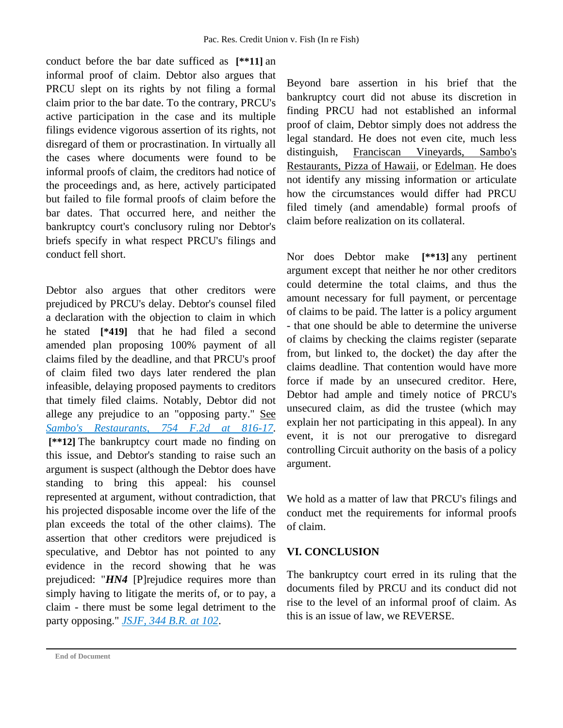conduct before the bar date sufficed as **[**11]** an informal proof of claim. Debtor also argues that PRCU slept on its rights by not filing a formal claim prior to the bar date. To the contrary, PRCU's active participation in the case and its multiple filings evidence vigorous assertion of its rights, not disregard of them or procrastination. In virtually all the cases where documents were found to be informal proofs of claim, the creditors had notice of the proceedings and, as here, actively participated but failed to file formal proofs of claim before the bar dates. That occurred here, and neither the bankruptcy court's conclusory ruling nor Debtor's briefs specify in what respect PRCU's filings and conduct fell short.

Debtor also argues that other creditors were prejudiced by PRCU's delay. Debtor's counsel filed a declaration with the objection to claim in which he stated **[*419]** that he had filed a second amended plan proposing 100% payment of all claims filed by the deadline, and that PRCU's proof of claim filed two days later rendered the plan infeasible, delaying proposed payments to creditors that timely filed claims. Notably, Debtor did not allege any prejudice to an "opposing party." See *Sambo's Restaurants, 754 F.2d at 816-17*. **[**12]** The bankruptcy court made no finding on this issue, and Debtor's standing to raise such an argument is suspect (although the Debtor does have standing to bring this appeal: his counsel represented at argument, without contradiction, that his projected disposable income over the life of the plan exceeds the total of the other claims). The assertion that other creditors were prejudiced is speculative, and Debtor has not pointed to any evidence in the record showing that he was prejudiced: "***HN4*** [P]rejudice requires more than simply having to litigate the merits of, or to pay, a claim - there must be some legal detriment to the party opposing." *JSJF, 344 B.R. at 102*.

Beyond bare assertion in his brief that the bankruptcy court did not abuse its discretion in finding PRCU had not established an informal proof of claim, Debtor simply does not address the legal standard. He does not even cite, much less distinguish, Franciscan Vineyards, Sambo's Restaurants, Pizza of Hawaii, or Edelman. He does not identify any missing information or articulate how the circumstances would differ had PRCU filed timely (and amendable) formal proofs of claim before realization on its collateral.

Nor does Debtor make **[**13]** any pertinent argument except that neither he nor other creditors could determine the total claims, and thus the amount necessary for full payment, or percentage of claims to be paid. The latter is a policy argument - that one should be able to determine the universe of claims by checking the claims register (separate from, but linked to, the docket) the day after the claims deadline. That contention would have more force if made by an unsecured creditor. Here, Debtor had ample and timely notice of PRCU's unsecured claim, as did the trustee (which may explain her not participating in this appeal). In any event, it is not our prerogative to disregard controlling Circuit authority on the basis of a policy argument.

We hold as a matter of law that PRCU's filings and conduct met the requirements for informal proofs of claim.

## VI. CONCLUSION

The bankruptcy court erred in its ruling that the documents filed by PRCU and its conduct did not rise to the level of an informal proof of claim. As this is an issue of law, we REVERSE.

End of Document